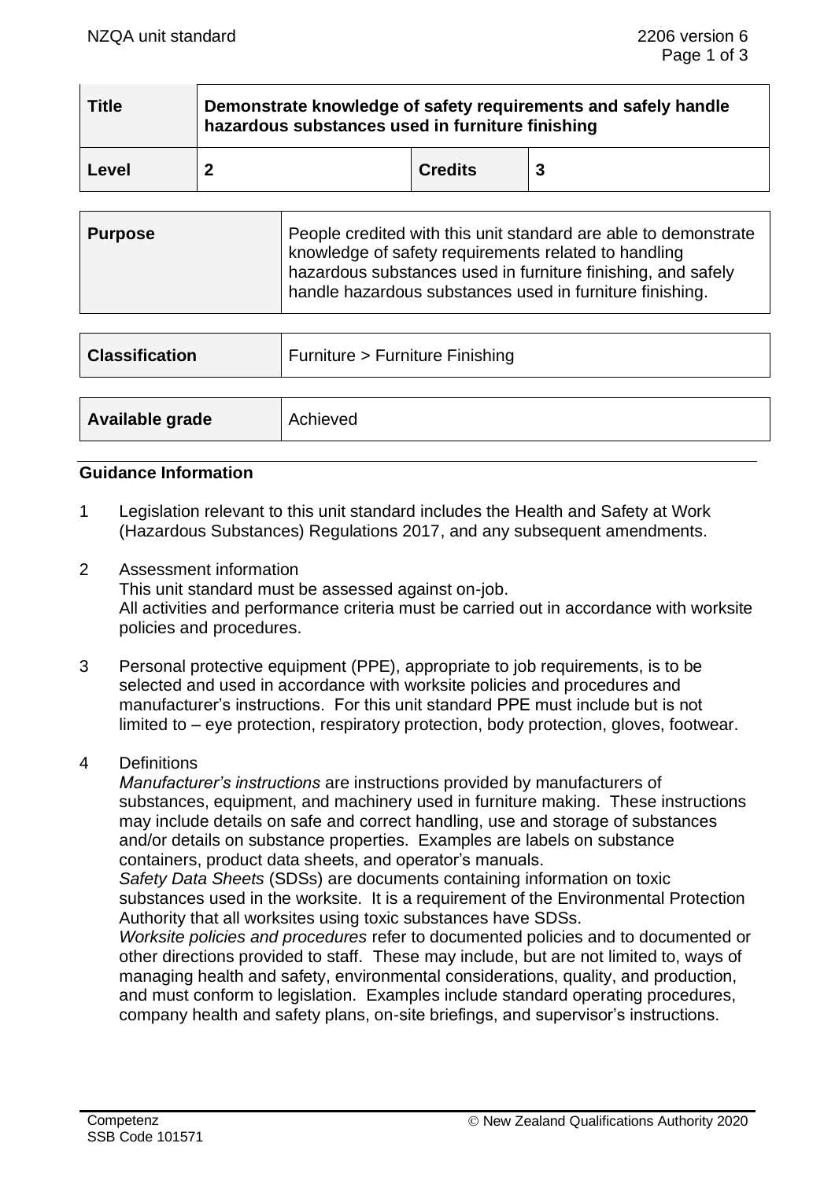| Title | Demonstrate knowledge of safety requirements and safely handle hazardous substances used in furniture finishing | | |
|---|---|---|---|
| **Level** | **2** | **Credits** | **3** |

| **Purpose** | People credited with this unit standard are able to demonstrate knowledge of safety requirements related to handling hazardous substances used in furniture finishing, and safely handle hazardous substances used in furniture finishing. |
|---|---|

| **Classification** | Furniture > Furniture Finishing |
|---|---|

| **Available grade** | Achieved |
|---|---|

## Guidance Information

1. Legislation relevant to this unit standard includes the Health and Safety at Work (Hazardous Substances) Regulations 2017, and any subsequent amendments.

2. Assessment information
   This unit standard must be assessed against on-job.
   All activities and performance criteria must be carried out in accordance with worksite policies and procedures.

3. Personal protective equipment (PPE), appropriate to job requirements, is to be selected and used in accordance with worksite policies and procedures and manufacturer's instructions. For this unit standard PPE must include but is not limited to – eye protection, respiratory protection, body protection, gloves, footwear.

4. Definitions
   *Manufacturer's instructions* are instructions provided by manufacturers of substances, equipment, and machinery used in furniture making. These instructions may include details on safe and correct handling, use and storage of substances and/or details on substance properties. Examples are labels on substance containers, product data sheets, and operator's manuals.
   *Safety Data Sheets* (SDSs) are documents containing information on toxic substances used in the worksite. It is a requirement of the Environmental Protection Authority that all worksites using toxic substances have SDSs.
   *Worksite policies and procedures* refer to documented policies and to documented or other directions provided to staff. These may include, but are not limited to, ways of managing health and safety, environmental considerations, quality, and production, and must conform to legislation. Examples include standard operating procedures, company health and safety plans, on-site briefings, and supervisor's instructions.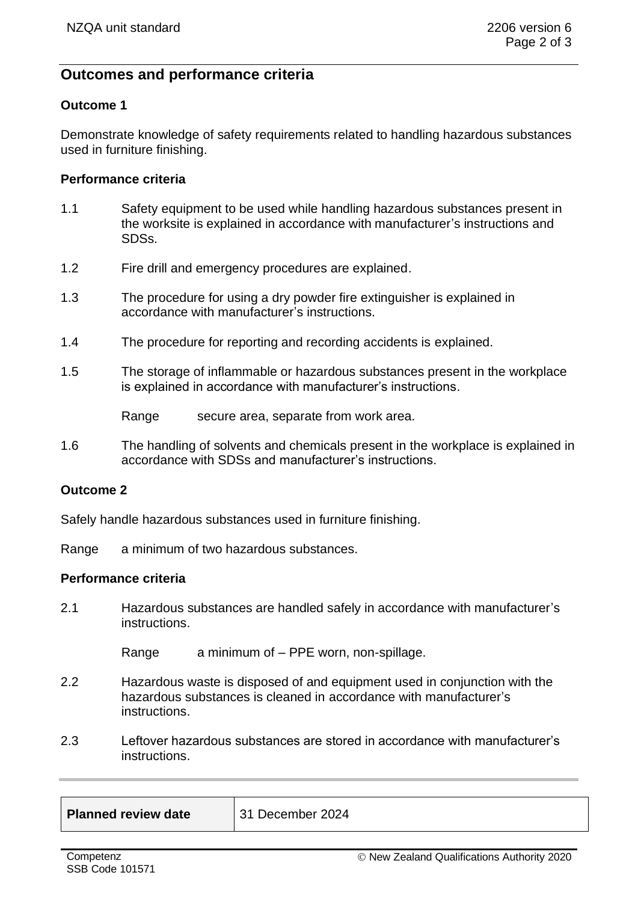## Outcomes and performance criteria

### Outcome 1

Demonstrate knowledge of safety requirements related to handling hazardous substances used in furniture finishing.

#### Performance criteria

1.1 Safety equipment to be used while handling hazardous substances present in the worksite is explained in accordance with manufacturer's instructions and SDSs.

1.2 Fire drill and emergency procedures are explained.

1.3 The procedure for using a dry powder fire extinguisher is explained in accordance with manufacturer's instructions.

1.4 The procedure for reporting and recording accidents is explained.

1.5 The storage of inflammable or hazardous substances present in the workplace is explained in accordance with manufacturer's instructions.

Range secure area, separate from work area.

1.6 The handling of solvents and chemicals present in the workplace is explained in accordance with SDSs and manufacturer's instructions.

### Outcome 2

Safely handle hazardous substances used in furniture finishing.

Range a minimum of two hazardous substances.

#### Performance criteria

2.1 Hazardous substances are handled safely in accordance with manufacturer's instructions.

Range a minimum of – PPE worn, non-spillage.

2.2 Hazardous waste is disposed of and equipment used in conjunction with the hazardous substances is cleaned in accordance with manufacturer's instructions.

2.3 Leftover hazardous substances are stored in accordance with manufacturer's instructions.

| **Planned review date** | 31 December 2024 |
|---|---|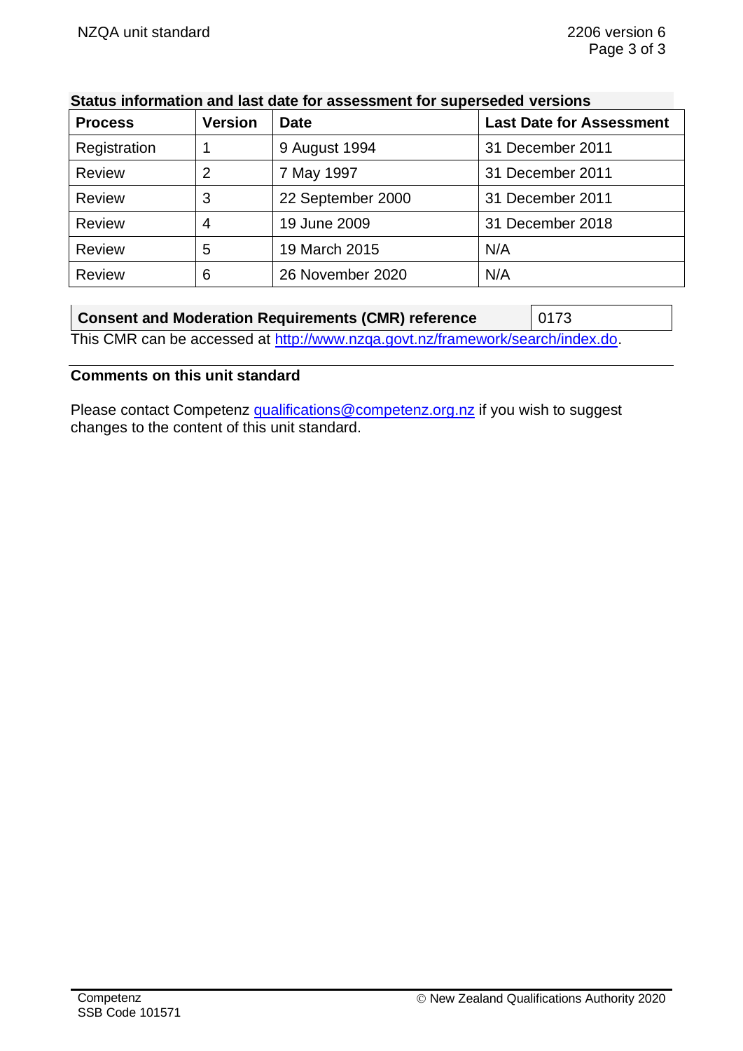**Status information and last date for assessment for superseded versions**

| Process | Version | Date | Last Date for Assessment |
|---|---|---|---|
| Registration | 1 | 9 August 1994 | 31 December 2011 |
| Review | 2 | 7 May 1997 | 31 December 2011 |
| Review | 3 | 22 September 2000 | 31 December 2011 |
| Review | 4 | 19 June 2009 | 31 December 2018 |
| Review | 5 | 19 March 2015 | N/A |
| Review | 6 | 26 November 2020 | N/A |

| Consent and Moderation Requirements (CMR) reference | 0173 |
|---|---|

This CMR can be accessed at http://www.nzqa.govt.nz/framework/search/index.do.

**Comments on this unit standard**

Please contact Competenz qualifications@competenz.org.nz if you wish to suggest changes to the content of this unit standard.